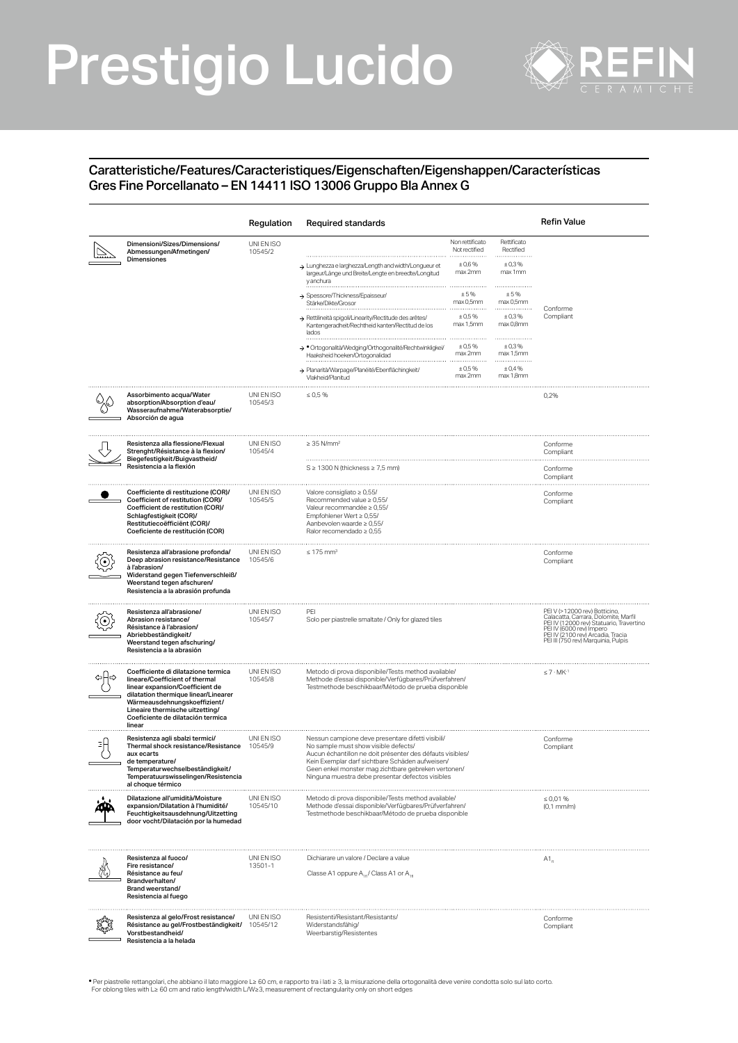# Prestigio Lucido

REFIN CERAMICHE

## Caratteristiche/Features/Caracteristiques/Eigenschaften/Eigenshappen/Características
## Gres Fine Porcellanato – EN 14411 ISO 13006 Gruppo BIa Annex G

| | Regulation | Required standards | Non rettificato / Not rectified | Rettificato / Rectified | Refin Value |
|---|---|---|---|---|---|
| **Dimensioni/Sizes/Dimensions/ Abmessungen/Afmetingen/ Dimensiones** | UNI EN ISO 10545/2 | | | | Conforme Compliant |
| | | → Lunghezza e larghezza/Length and width/Longueur et largeur/Länge und Breite/Lengte en breedte/Longitud y anchura | ± 0,6 % max 2mm | ± 0,3 % max 1mm | |
| | | → Spessore/Thickness/Epaisseur/ Stärke/Dikte/Grosor | ± 5 % max 0,5mm | ± 5 % max 0,5mm | |
| | | → Rettilineità spigoli/Linearity/Rectitude des arêtes/ Kantengeradheit/Rechtheid kanten/Rectitud de los lados | ± 0,5 % max 1,5mm | ± 0,3 % max 0,8mm | |
| | | → • Ortogonalità/Wedging/Orthogonalité/Rechtwinkligkei/ Haaksheid hoeken/Ortogonalidad | ± 0,5 % max 2mm | ± 0,3 % max 1,5mm | |
| | | → Planarità/Warpage/Planéité/Ebenflächingkeit/ Vlakheid/Planitud | ± 0,5 % max 2mm | ± 0,4 % max 1,8mm | |
| **Assorbimento acqua/Water absorption/Absorption d'eau/ Wasseraufnahme/Waterabsorptie/ Absorción de agua** | UNI EN ISO 10545/3 | ≤ 0,5 % | | | 0,2% |
| **Resistenza alla flessione/Flexual Strenght/Résistance à la flexion/ Biegefestigkeit/Buigvastheid/ Resistencia a la flexión** | UNI EN ISO 10545/4 | ≥ 35 N/mm² | | | Conforme Compliant |
| | | S ≥ 1300 N (thickness ≥ 7,5 mm) | | | Conforme Compliant |
| **Coefficiente di restituzione (COR)/ Coefficient of restitution (COR)/ Coefficient de restitution (COR)/ Schlagfestigkeit (COR)/ Restitutiecoëfficiënt (COR)/ Coeficiente de restitución (COR)** | UNI EN ISO 10545/5 | Valore consigliato ≥ 0,55/ Recommended value ≥ 0,55/ Valeur recommandée ≥ 0,55/ Empfohlener Wert ≥ 0,55/ Aanbevolen waarde ≥ 0,55/ Ralor recomendado ≥ 0,55 | | | Conforme Compliant |
| **Resistenza all'abrasione profonda/ Deep abrasion resistance/Resistance à l'abrasion/ Widerstand gegen Tiefenverschleiß/ Weerstand tegen afschuren/ Resistencia a la abrasión profunda** | UNI EN ISO 10545/6 | ≤ 175 mm³ | | | Conforme Compliant |
| **Resistenza all'abrasione/ Abrasion resistance/ Résistance à l'abrasion/ Abriebbeständigkeit/ Weerstand tegen afschuring/ Resistencia a la abrasión** | UNI EN ISO 10545/7 | PEI Solo per piastrelle smaltate / Only for glazed tiles | | | PEI V (>12000 rev) Botticino, Calacatta, Carrara, Dolomite, Marfil PEI IV (12000 rev) Statuario, Travertino PEI IV (6000 rev) Impero PEI IV (2100 rev) Arcadia, Tracia PEI III (750 rev) Marquinia, Pulpis |
| **Coefficiente di dilatazione termica lineare/Coefficient of thermal linear expansion/Coefficient de dilatation thermique linear/Linearer Wärmeausdehnungskoeffizient/ Lineaire thermische uitzetting/ Coeficiente de dilatación termica linear** | UNI EN ISO 10545/8 | Metodo di prova disponibile/Tests method available/ Methode d'essai disponible/Verfügbares/Prüfverfahren/ Testmethode beschikbaar/Método de prueba disponible | | | ≤ 7 · $MK^{-1}$ |
| **Resistenza agli sbalzi termici/ Thermal shock resistance/Resistance aux ecarts de temperature/ Temperaturwechselbeständigkeit/ Temperatuurswisselingen/Resistencia al choque térmico** | UNI EN ISO 10545/9 | Nessun campione deve presentare difetti visibili/ No sample must show visible defects/ Aucun échantillon ne doit présenter des défauts visibles/ Kein Exemplar darf sichtbare Schäden aufweisen/ Geen enkel monster mag zichtbare gebreken vertonen/ Ninguna muestra debe presentar defectos visibles | | | Conforme Compliant |
| **Dilatazione all'umidità/Moisture expansion/Dilatation à l'humidité/ Feuchtigkeitsausdehnung/Uitzetting door vocht/Dilatación por la humedad** | UNI EN ISO 10545/10 | Metodo di prova disponibile/Tests method available/ Methode d'essai disponible/Verfügbares/Prüfverfahren/ Testmethode beschikbaar/Método de prueba disponible | | | ≤ 0,01 % (0,1 mm/m) |
| **Resistenza al fuoco/ Fire resistance/ Résistance au feu/ Brandverhalten/ Brand weerstand/ Resistencia al fuego** | UNI EN ISO 13501-1 | Dichiarare un valore / Declare a value Classe A1 oppure $A_{1fl}$ / Class A1 or $A_{1fl}$ | | | $A1_{fl}$ |
| **Resistenza al gelo/Frost resistance/ Résistance au gel/Frostbeständigkeit/ Vorstbestandheid/ Resistencia a la helada** | UNI EN ISO 10545/12 | Resistenti/Resistant/Resistants/ Widerstandsfähig/ Weerbarstig/Resistentes | | | Conforme Compliant |

• Per piastrelle rettangolari, che abbiano il lato maggiore L≥ 60 cm, e rapporto tra i lati ≥ 3, la misurazione della ortogonalità deve venire condotta solo sul lato corto.
For oblong tiles with L≥ 60 cm and ratio length/width L/W≥3, measurement of rectangularity only on short edges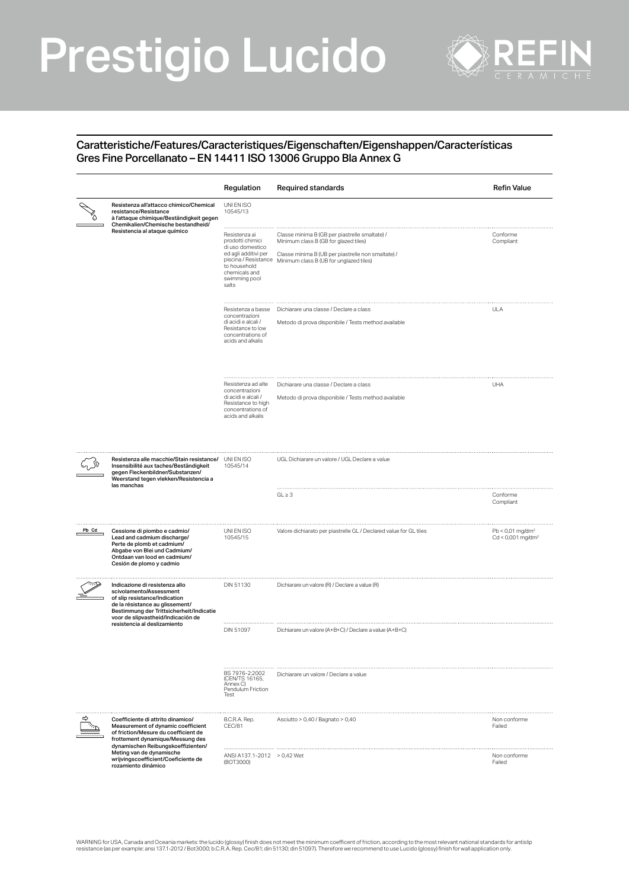# Prestigio Lucido

REFIN CERAMICHE

## Caratteristiche/Features/Caracteristiques/Eigenschaften/Eigenshappen/Características
## Gres Fine Porcellanato – EN 14411 ISO 13006 Gruppo BIa Annex G

| | Regulation | Required standards | Refin Value |
|---|---|---|---|
| **Resistenza all'attacco chimico/Chemical resistance/Resistance à l'attaque chimique/Beständigkeit gegen Chemikalien/Chemische bestandheid/Resistencia al ataque químico** | UNI EN ISO 10545/13 | | |
| | Resistenza ai prodotti chimici di uso domestico ed agli additivi per piscina / Resistance to household chemicals and swimming pool salts | Classe minima B (GB per piastrelle smaltate) / Minimum class B (GB for glazed tiles)<br>Classe minima B (UB per piastrelle non smaltate) / Minimum class B (UB for unglazed tiles) | Conforme<br>Compliant |
| | Resistenza a basse concentrazioni di acidi e alcali / Resistance to low concentrations of acids and alkalis | Dichiarare una classe / Declare a class<br>Metodo di prova disponibile / Tests method available | ULA |
| | Resistenza ad alte concentrazioni di acidi e alcali / Resistance to high concentrations of acids and alkalis | Dichiarare una classe / Declare a class<br>Metodo di prova disponibile / Tests method available | UHA |
| **Resistenza alle macchie/Stain resistance/Insensibilité aux taches/Beständigkeit gegen Fleckenbildner/Substanzen/Weerstand tegen vlekken/Resistencia a las manchas** | UNI EN ISO 10545/14 | UGL Dichiarare un valore / UGL Declare a value | |
| | | GL ≥ 3 | Conforme<br>Compliant |
| **Cessione di piombo e cadmio/Lead and cadmium discharge/Perte de plomb et cadmium/Abgabe von Blei und Cadmium/Ontdaan van lood en cadmium/Cesión de plomo y cadmio** | UNI EN ISO 10545/15 | Valore dichiarato per piastrelle GL / Declared value for GL tiles | Pb < 0,01 mg/dm²<br>Cd < 0,001 mg/dm² |
| **Indicazione di resistenza allo scivolamento/Assessment of slip resistance/Indication de la résistance au glissement/Bestimmung der Trittsicherheit/Indicatie voor de slipvastheid/Indicación de resistencia al deslizamiento** | DIN 51130 | Dichiarare un valore (R) / Declare a value (R) | |
| | DIN 51097 | Dichiarare un valore (A+B+C) / Declare a value (A+B+C) | |
| | BS 7976-2:2002 (CEN/TS 16165, Annex C) Pendulum Friction Test | Dichiarare un valore / Declare a value | |
| **Coefficiente di attrito dinamico/Measurement of dynamic coefficient of friction/Mesure du coefficient de frottement dynamique/Messung des dynamischen Reibungskoeffizienten/Meting van de dynamische wrijvingscoefficient/Coeficiente de rozamiento dinámico** | B.C.R.A. Rep. CEC/81 | Asciutto > 0,40 / Bagnato > 0,40 | Non conforme<br>Failed |
| | ANSI A137.1-2012 (BOT3000) | > 0,42 Wet | Non conforme<br>Failed |

WARNING for USA, Canada and Oceania markets: the lucido (glossy) finish does not meet the minimum coefficent of friction, according to the most relevant national standards for antislip resistance (as per example: ansi 137.1-2012 / Bot3000; b.C.R.A. Rep. Cec/81; din 51130; din 51097). Therefore we recommend to use Lucido (glossy) finish for wall application only.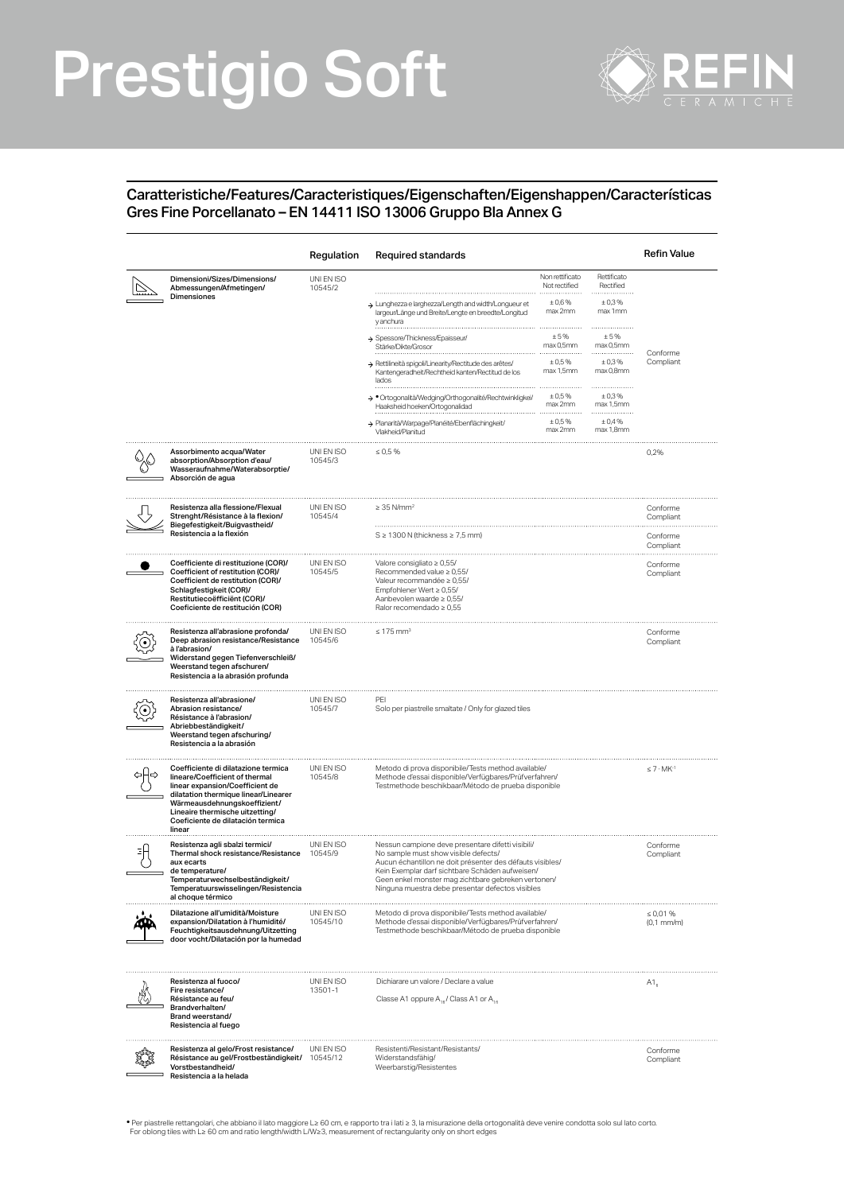# Prestigio Soft

REFIN CERAMICHE

## Caratteristiche/Features/Caracteristiques/Eigenschaften/Eigenshappen/Características Gres Fine Porcellanato – EN 14411 ISO 13006 Gruppo BIa Annex G

| | Regulation | Required standards | | | Refin Value |
|---|---|---|---|---|---|
| Dimensioni/Sizes/Dimensions/Abmessungen/Afmetingen/Dimensiones | UNI EN ISO 10545/2 | | Non rettificato Not rectified | Rettificato Rectified | Conforme Compliant |
| | | → Lunghezza e larghezza/Length and width/Longueur et largeur/Länge und Breite/Lengte en breedte/Longitud y anchura | ± 0,6 % max 2mm | ± 0,3 % max 1mm | |
| | | → Spessore/Thickness/Epaisseur/Stärke/Dikte/Grosor | ± 5 % max 0,5mm | ± 5 % max 0,5mm | |
| | | → Rettilineità spigoli/Linearity/Rectitude des arêtes/Kantengeradheit/Rechtheid kanten/Rectitud de los lados | ± 0,5 % max 1,5mm | ± 0,3 % max 0,8mm | |
| | | → • Ortogonalità/Wedging/Orthogonalité/Rechtwinkligkeit/Haaksheid hoeken/Ortogonalidad | ± 0,5 % max 2mm | ± 0,3 % max 1,5mm | |
| | | → Planarità/Warpage/Planéité/Ebenflächigkeit/Vlakheid/Planitud | ± 0,5 % max 2mm | ± 0,4 % max 1,8mm | |
| Assorbimento acqua/Water absorption/Absorption d'eau/Wasseraufnahme/Waterabsorptie/Absorción de agua | UNI EN ISO 10545/3 | ≤ 0,5 % | | | 0,2% |
| Resistenza alla flessione/Flexual Strenght/Résistance à la flexion/Biegefestigkeit/Buigvastheid/Resistencia a la flexión | UNI EN ISO 10545/4 | ≥ 35 N/mm² | | | Conforme Compliant |
| | | S ≥ 1300 N (thickness ≥ 7,5 mm) | | | Conforme Compliant |
| Coefficiente di restituzione (COR)/Coefficient of restitution (COR)/Coefficient de restitution (COR)/Schlagfestigkeit (COR)/Restitutiecoëfficiënt (COR)/Coeficiente de restitución (COR) | UNI EN ISO 10545/5 | Valore consigliato ≥ 0,55/ Recommended value ≥ 0,55/ Valeur recommandée ≥ 0,55/ Empfohlener Wert ≥ 0,55/ Aanbevolen waarde ≥ 0,55/ Ralor recomendado ≥ 0,55 | | | Conforme Compliant |
| Resistenza all'abrasione profonda/Deep abrasion resistance/Resistance à l'abrasion/Widerstand gegen Tiefenverschleiß/Weerstand tegen afschuren/Resistencia a la abrasión profunda | UNI EN ISO 10545/6 | ≤ 175 mm³ | | | Conforme Compliant |
| Resistenza all'abrasione/Abrasion resistance/Résistance à l'abrasion/Abriebbeständigkeit/Weerstand tegen afschuring/Resistencia a la abrasión | UNI EN ISO 10545/7 | PEI Solo per piastrelle smaltate / Only for glazed tiles | | | |
| Coefficiente di dilatazione termica lineare/Coefficient of thermal linear expansion/Coefficient de dilatation thermique linear/Linearer Wärmeausdehnungskoeffizient/Lineaire thermische uitzetting/Coeficiente de dilatación termica linear | UNI EN ISO 10545/8 | Metodo di prova disponibile/Tests method available/ Methode d'essai disponible/Verfügbares/Prüfverfahren/ Testmethode beschikbaar/Método de prueba disponible | | | $\leq 7 \cdot MK^{-1}$ |
| Resistenza agli sbalzi termici/Thermal shock resistance/Resistance aux ecarts de temperature/Temperaturwechselbeständigkeit/Temperatuurswisselingen/Resistencia al choque térmico | UNI EN ISO 10545/9 | Nessun campione deve presentare difetti visibili/ No sample must show visible defects/ Aucun échantillon ne doit présenter des défauts visibles/ Kein Exemplar darf sichtbare Schäden aufweisen/ Geen enkel monster mag zichtbare gebreken vertonen/ Ninguna muestra debe presentar defectos visibles | | | Conforme Compliant |
| Dilatazione all'umidità/Moisture expansion/Dilatation à l'humidité/Feuchtigkeitsausdehnung/Uitzetting door vocht/Dilatación por la humedad | UNI EN ISO 10545/10 | Metodo di prova disponibile/Tests method available/ Methode d'essai disponible/Verfügbares/Prüfverfahren/ Testmethode beschikbaar/Método de prueba disponible | | | ≤ 0,01 % (0,1 mm/m) |
| Resistenza al fuoco/Fire resistance/Résistance au feu/Brandverhalten/Brand weerstand/Resistencia al fuego | UNI EN ISO 13501-1 | Dichiarare un valore / Declare a value Classe A1 oppure $A_{1fl}$ / Class A1 or $A_{1fl}$ | | | $A1_{fl}$ |
| Resistenza al gelo/Frost resistance/Résistance au gel/Frostbeständigkeit/Vorstbestandheid/Resistencia a la helada | UNI EN ISO 10545/12 | Resistenti/Resistant/Resistants/ Widerstandsfähig/ Weerbarstig/Resistentes | | | Conforme Compliant |

• Per piastrelle rettangolari, che abbiano il lato maggiore L≥ 60 cm, e rapporto tra i lati ≥ 3, la misurazione della ortogonalità deve venire condotta solo sul lato corto.
For oblong tiles with L≥ 60 cm and ratio length/width L/W≥3, measurement of rectangularity only on short edges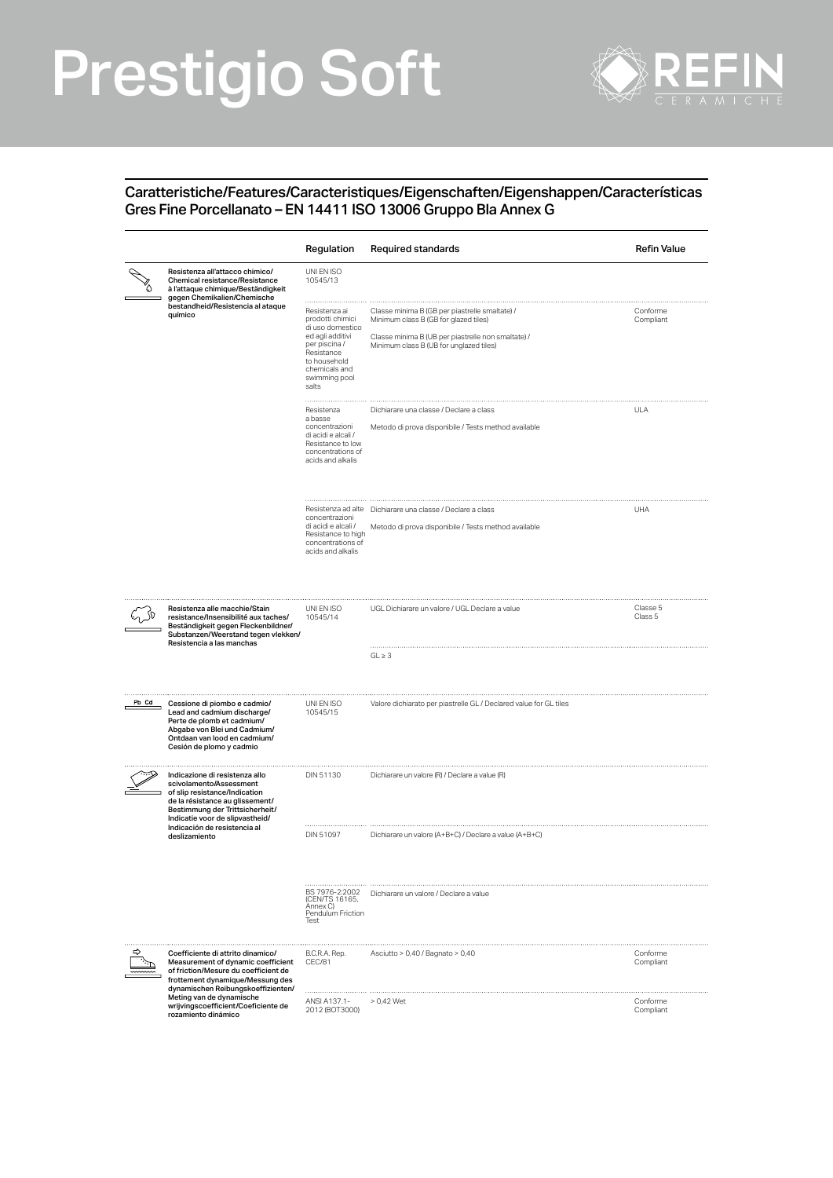# Prestigio Soft

REFIN CERAMICHE

## Caratteristiche/Features/Caracteristiques/Eigenschaften/Eigenshappen/Características Gres Fine Porcellanato – EN 14411 ISO 13006 Gruppo Bla Annex G

| | Regulation | Required standards | Refin Value |
|---|---|---|---|
| **Resistenza all'attacco chimico/ Chemical resistance/Resistance à l'attaque chimique/Beständigkeit gegen Chemikalien/Chemische bestandheid/Resistencia al ataque químico** | UNI EN ISO 10545/13 | | |
| | Resistenza ai prodotti chimici di uso domestico ed agli additivi per piscina / Resistance to household chemicals and swimming pool salts | Classe minima B (GB per piastrelle smaltate) / Minimum class B (GB for glazed tiles)<br>Classe minima B (UB per piastrelle non smaltate) / Minimum class B (UB for unglazed tiles) | Conforme Compliant |
| | Resistenza a basse concentrazioni di acidi e alcali / Resistance to low concentrations of acids and alkalis | Dichiarare una classe / Declare a class<br>Metodo di prova disponibile / Tests method available | ULA |
| | Resistenza ad alte concentrazioni di acidi e alcali / Resistance to high concentrations of acids and alkalis | Dichiarare una classe / Declare a class<br>Metodo di prova disponibile / Tests method available | UHA |
| **Resistenza alle macchie/Stain resistance/Insensibilité aux taches/ Beständigkeit gegen Fleckenbildner/ Substanzen/Weerstand tegen vlekken/ Resistencia a las manchas** | UNI EN ISO 10545/14 | UGL Dichiarare un valore / UGL Declare a value | Classe 5 Class 5 |
| | | GL ≥ 3 | |
| **Cessione di piombo e cadmio/ Lead and cadmium discharge/ Perte de plomb et cadmium/ Abgabe von Blei und Cadmium/ Ontdaan van lood en cadmium/ Cesión de plomo y cadmio** | UNI EN ISO 10545/15 | Valore dichiarato per piastrelle GL / Declared value for GL tiles | |
| **Indicazione di resistenza allo scivolamento/Assessment of slip resistance/Indication de la résistance au glissement/ Bestimmung der Trittsicherheit/ Indicatie voor de slipvastheid/ Indicación de resistencia al deslizamiento** | DIN 51130 | Dichiarare un valore (R) / Declare a value (R) | |
| | DIN 51097 | Dichiarare un valore (A+B+C) / Declare a value (A+B+C) | |
| | BS 7976-2:2002 (CEN/TS 16165, Annex C) Pendulum Friction Test | Dichiarare un valore / Declare a value | |
| **Coefficiente di attrito dinamico/ Measurement of dynamic coefficient of friction/Mesure du coefficient de frottement dynamique/Messung des dynamischen Reibungskoeffizienten/ Meting van de dynamische wrijvingscoefficient/Coeficiente de rozamiento dinámico** | B.C.R.A. Rep. CEC/81 | Asciutto > 0,40 / Bagnato > 0,40 | Conforme Compliant |
| | ANSI A137.1-2012 (BOT3000) | > 0,42 Wet | Conforme Compliant |